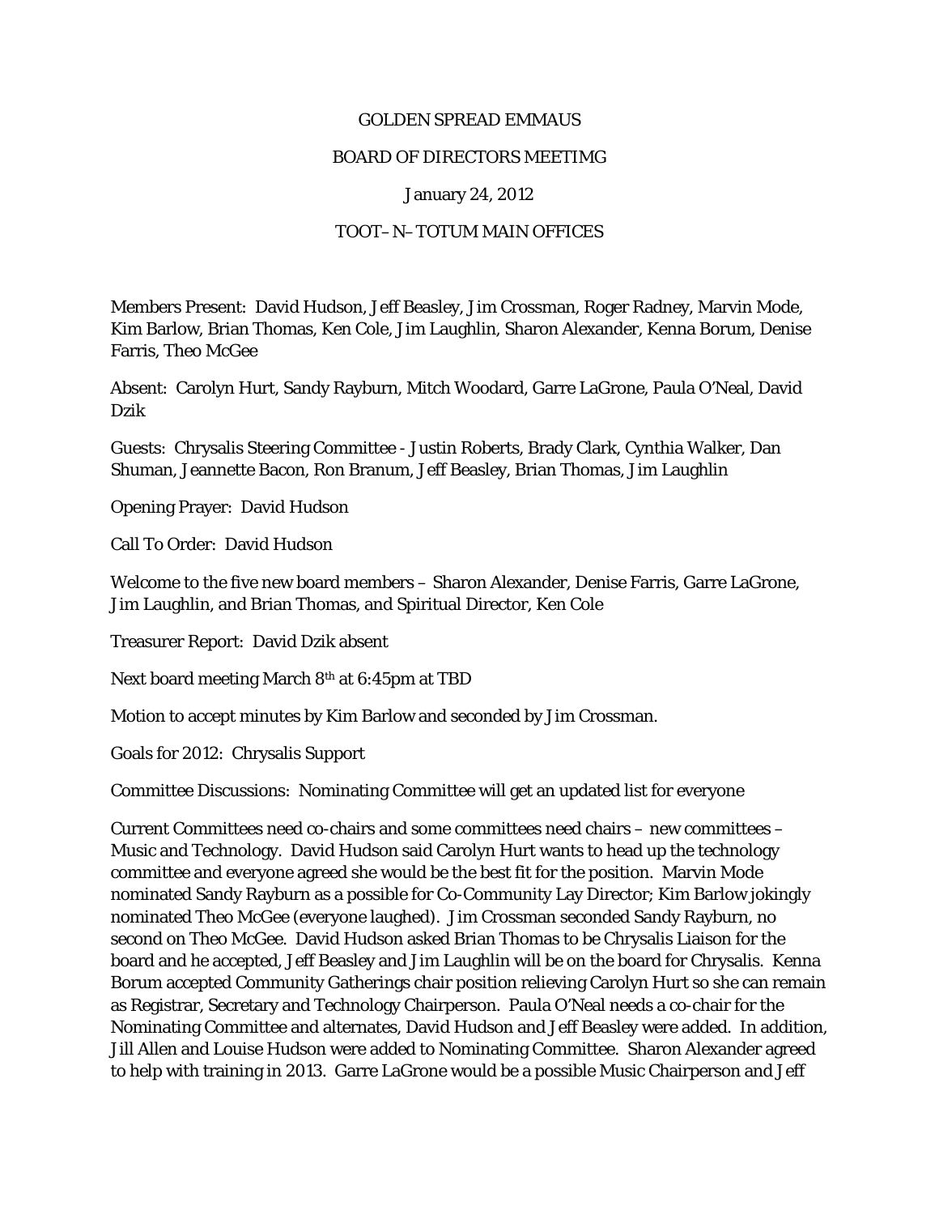GOLDEN SPREAD EMMAUS

BOARD OF DIRECTORS MEETIMG

January 24, 2012

TOOT–N–TOTUM MAIN OFFICES

Members Present: David Hudson, Jeff Beasley, Jim Crossman, Roger Radney, Marvin Mode, Kim Barlow, Brian Thomas, Ken Cole, Jim Laughlin, Sharon Alexander, Kenna Borum, Denise Farris, Theo McGee

Absent: Carolyn Hurt, Sandy Rayburn, Mitch Woodard, Garre LaGrone, Paula O'Neal, David Dzik

Guests: Chrysalis Steering Committee - Justin Roberts, Brady Clark, Cynthia Walker, Dan Shuman, Jeannette Bacon, Ron Branum, Jeff Beasley, Brian Thomas, Jim Laughlin

Opening Prayer: David Hudson

Call To Order: David Hudson

Welcome to the five new board members – Sharon Alexander, Denise Farris, Garre LaGrone, Jim Laughlin, and Brian Thomas, and Spiritual Director, Ken Cole

Treasurer Report: David Dzik absent

Next board meeting March 8th at 6:45pm at TBD

Motion to accept minutes by Kim Barlow and seconded by Jim Crossman.

Goals for 2012: Chrysalis Support

Committee Discussions: Nominating Committee will get an updated list for everyone

Current Committees need co-chairs and some committees need chairs – new committees – Music and Technology. David Hudson said Carolyn Hurt wants to head up the technology committee and everyone agreed she would be the best fit for the position. Marvin Mode nominated Sandy Rayburn as a possible for Co-Community Lay Director; Kim Barlow jokingly nominated Theo McGee (everyone laughed). Jim Crossman seconded Sandy Rayburn, no second on Theo McGee. David Hudson asked Brian Thomas to be Chrysalis Liaison for the board and he accepted, Jeff Beasley and Jim Laughlin will be on the board for Chrysalis. Kenna Borum accepted Community Gatherings chair position relieving Carolyn Hurt so she can remain as Registrar, Secretary and Technology Chairperson. Paula O'Neal needs a co-chair for the Nominating Committee and alternates, David Hudson and Jeff Beasley were added. In addition, Jill Allen and Louise Hudson were added to Nominating Committee. Sharon Alexander agreed to help with training in 2013. Garre LaGrone would be a possible Music Chairperson and Jeff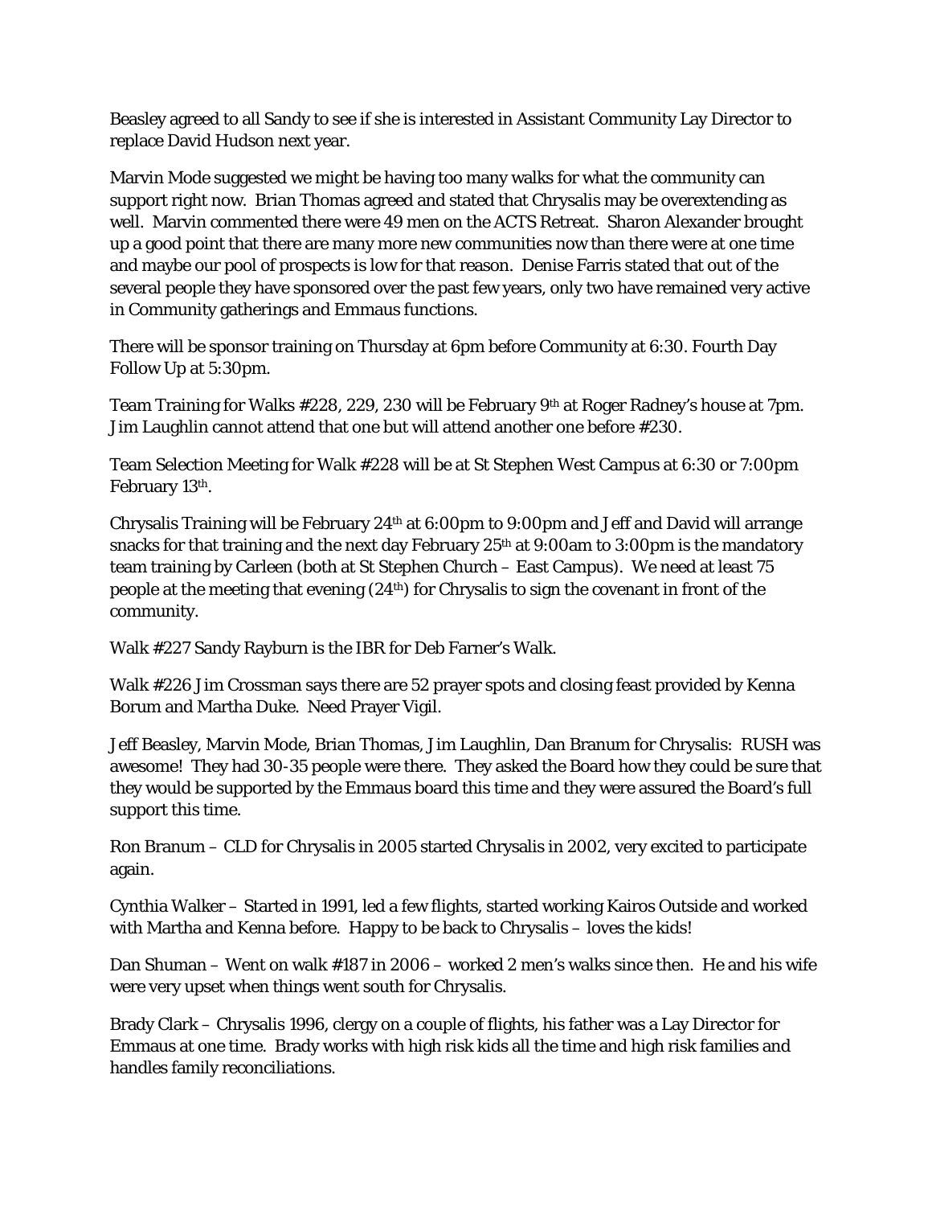Beasley agreed to all Sandy to see if she is interested in Assistant Community Lay Director to replace David Hudson next year.

Marvin Mode suggested we might be having too many walks for what the community can support right now. Brian Thomas agreed and stated that Chrysalis may be overextending as well. Marvin commented there were 49 men on the ACTS Retreat. Sharon Alexander brought up a good point that there are many more new communities now than there were at one time and maybe our pool of prospects is low for that reason. Denise Farris stated that out of the several people they have sponsored over the past few years, only two have remained very active in Community gatherings and Emmaus functions.

There will be sponsor training on Thursday at 6pm before Community at 6:30. Fourth Day Follow Up at 5:30pm.

Team Training for Walks #228, 229, 230 will be February 9th at Roger Radney's house at 7pm. Jim Laughlin cannot attend that one but will attend another one before #230.

Team Selection Meeting for Walk #228 will be at St Stephen West Campus at 6:30 or 7:00pm February 13th.

Chrysalis Training will be February 24th at 6:00pm to 9:00pm and Jeff and David will arrange snacks for that training and the next day February 25th at 9:00am to 3:00pm is the mandatory team training by Carleen (both at St Stephen Church – East Campus). We need at least 75 people at the meeting that evening (24th) for Chrysalis to sign the covenant in front of the community.

Walk #227 Sandy Rayburn is the IBR for Deb Farner's Walk.

Walk #226 Jim Crossman says there are 52 prayer spots and closing feast provided by Kenna Borum and Martha Duke. Need Prayer Vigil.

Jeff Beasley, Marvin Mode, Brian Thomas, Jim Laughlin, Dan Branum for Chrysalis: RUSH was awesome! They had 30-35 people were there. They asked the Board how they could be sure that they would be supported by the Emmaus board this time and they were assured the Board's full support this time.

Ron Branum – CLD for Chrysalis in 2005 started Chrysalis in 2002, very excited to participate again.

Cynthia Walker – Started in 1991, led a few flights, started working Kairos Outside and worked with Martha and Kenna before. Happy to be back to Chrysalis – loves the kids!

Dan Shuman – Went on walk #187 in 2006 – worked 2 men's walks since then. He and his wife were very upset when things went south for Chrysalis.

Brady Clark – Chrysalis 1996, clergy on a couple of flights, his father was a Lay Director for Emmaus at one time. Brady works with high risk kids all the time and high risk families and handles family reconciliations.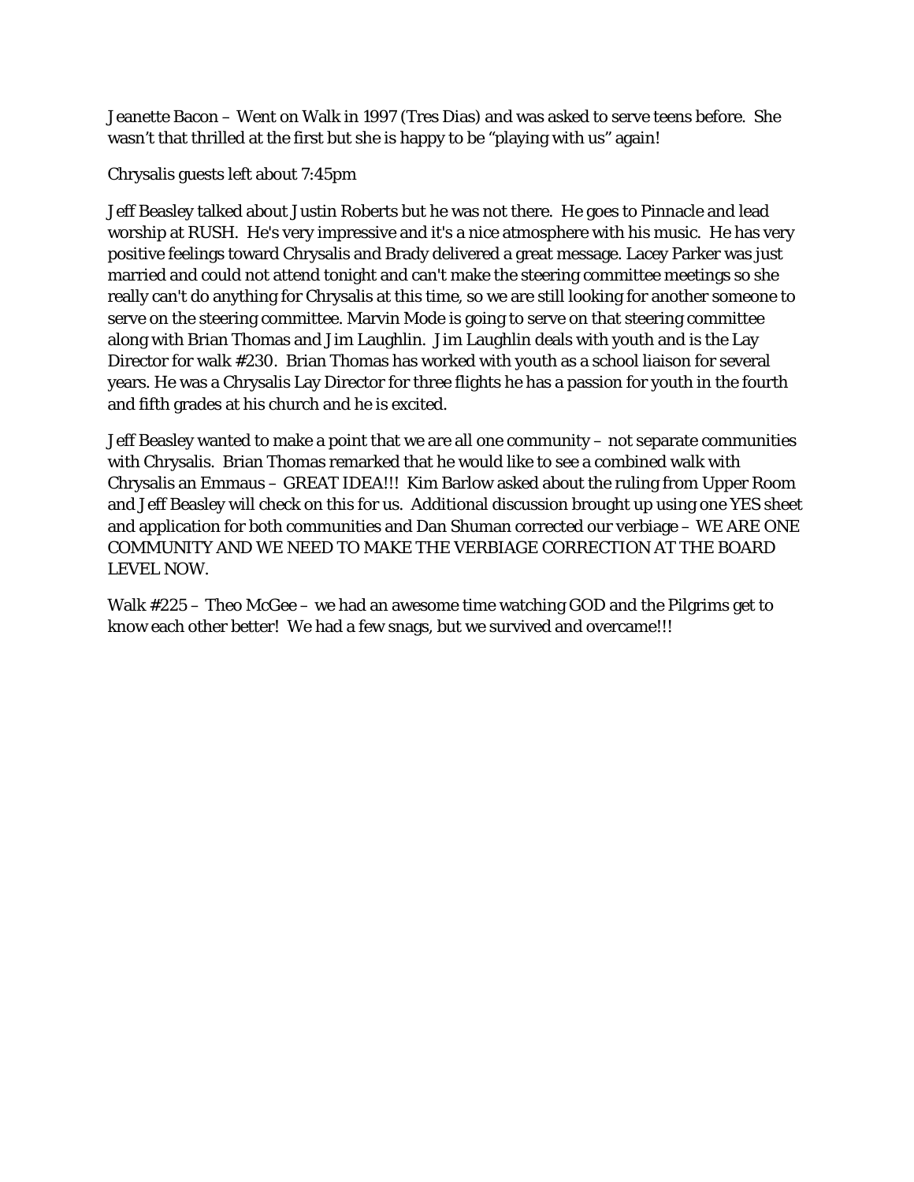Jeanette Bacon – Went on Walk in 1997 (Tres Dias) and was asked to serve teens before. She wasn't that thrilled at the first but she is happy to be "playing with us" again!

Chrysalis guests left about 7:45pm

Jeff Beasley talked about Justin Roberts but he was not there. He goes to Pinnacle and lead worship at RUSH. He's very impressive and it's a nice atmosphere with his music. He has very positive feelings toward Chrysalis and Brady delivered a great message. Lacey Parker was just married and could not attend tonight and can't make the steering committee meetings so she really can't do anything for Chrysalis at this time, so we are still looking for another someone to serve on the steering committee. Marvin Mode is going to serve on that steering committee along with Brian Thomas and Jim Laughlin. Jim Laughlin deals with youth and is the Lay Director for walk #230. Brian Thomas has worked with youth as a school liaison for several years. He was a Chrysalis Lay Director for three flights he has a passion for youth in the fourth and fifth grades at his church and he is excited.

Jeff Beasley wanted to make a point that we are all one community – not separate communities with Chrysalis. Brian Thomas remarked that he would like to see a combined walk with Chrysalis an Emmaus – GREAT IDEA!!! Kim Barlow asked about the ruling from Upper Room and Jeff Beasley will check on this for us. Additional discussion brought up using one YES sheet and application for both communities and Dan Shuman corrected our verbiage – WE ARE ONE COMMUNITY AND WE NEED TO MAKE THE VERBIAGE CORRECTION AT THE BOARD LEVEL NOW.

Walk #225 – Theo McGee – we had an awesome time watching GOD and the Pilgrims get to know each other better! We had a few snags, but we survived and overcame!!!